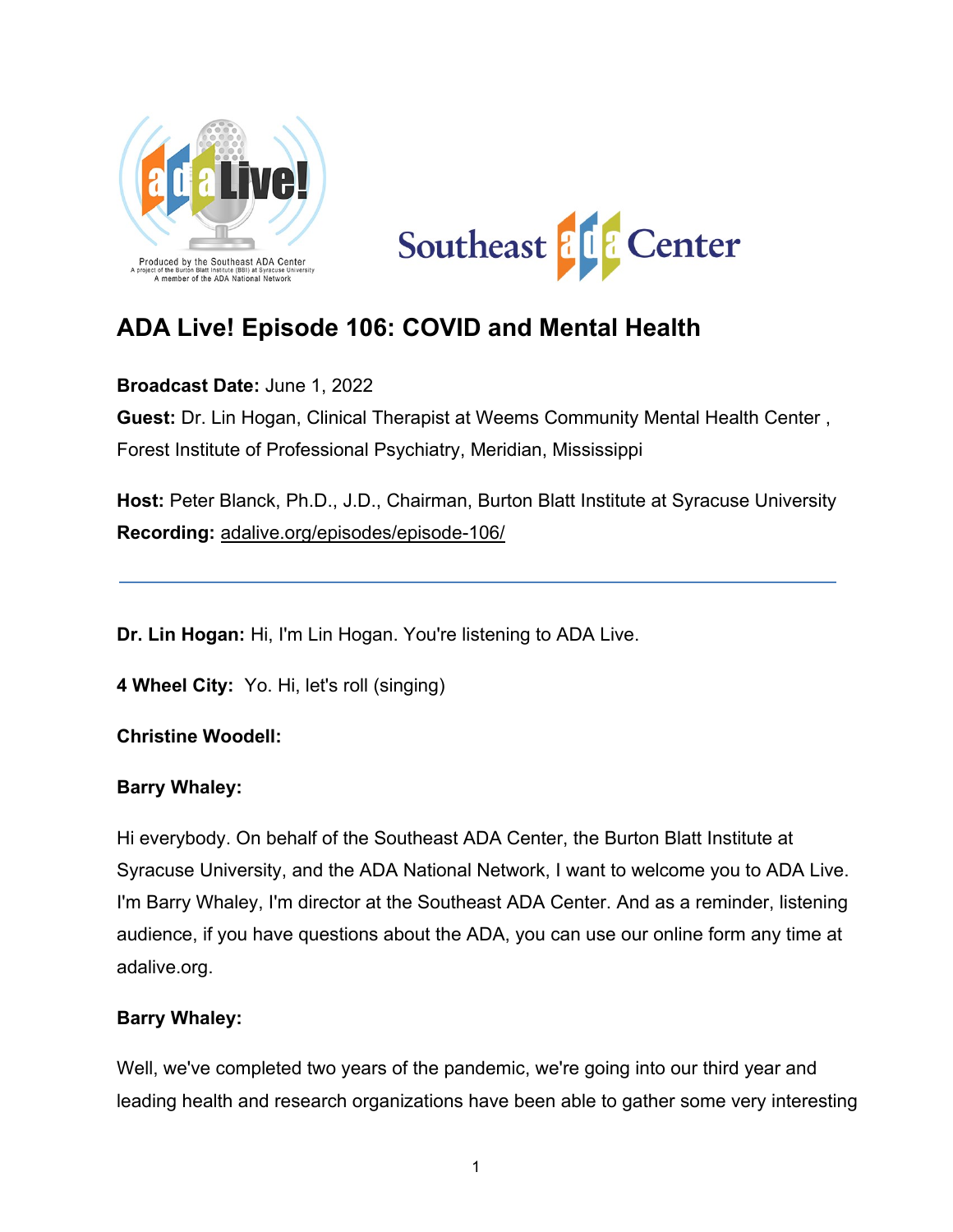# ADA Live! Episode 106: COVID and Mental Health

**Broadcast Date:** June 1, 2022

**Guest:** Dr. Lin Hogan, Clinical Therapist at Weems Community Mental Health Center , Forest Institute of Professional Psychiatry, Meridian, Mississippi

**Host:** Peter Blanck, Ph.D., J.D., Chairman, Burton Blatt Institute at Syracuse University

**Recording:** adalive.org/episodes/episode-106/

---

**Dr. Lin Hogan:** Hi, I'm Lin Hogan. You're listening to ADA Live.

**4 Wheel City:** Yo. Hi, let's roll (singing)

**Christine Woodell:**

**Barry Whaley:**

Hi everybody. On behalf of the Southeast ADA Center, the Burton Blatt Institute at Syracuse University, and the ADA National Network, I want to welcome you to ADA Live. I'm Barry Whaley, I'm director at the Southeast ADA Center. And as a reminder, listening audience, if you have questions about the ADA, you can use our online form any time at adalive.org.

**Barry Whaley:**

Well, we've completed two years of the pandemic, we're going into our third year and leading health and research organizations have been able to gather some very interesting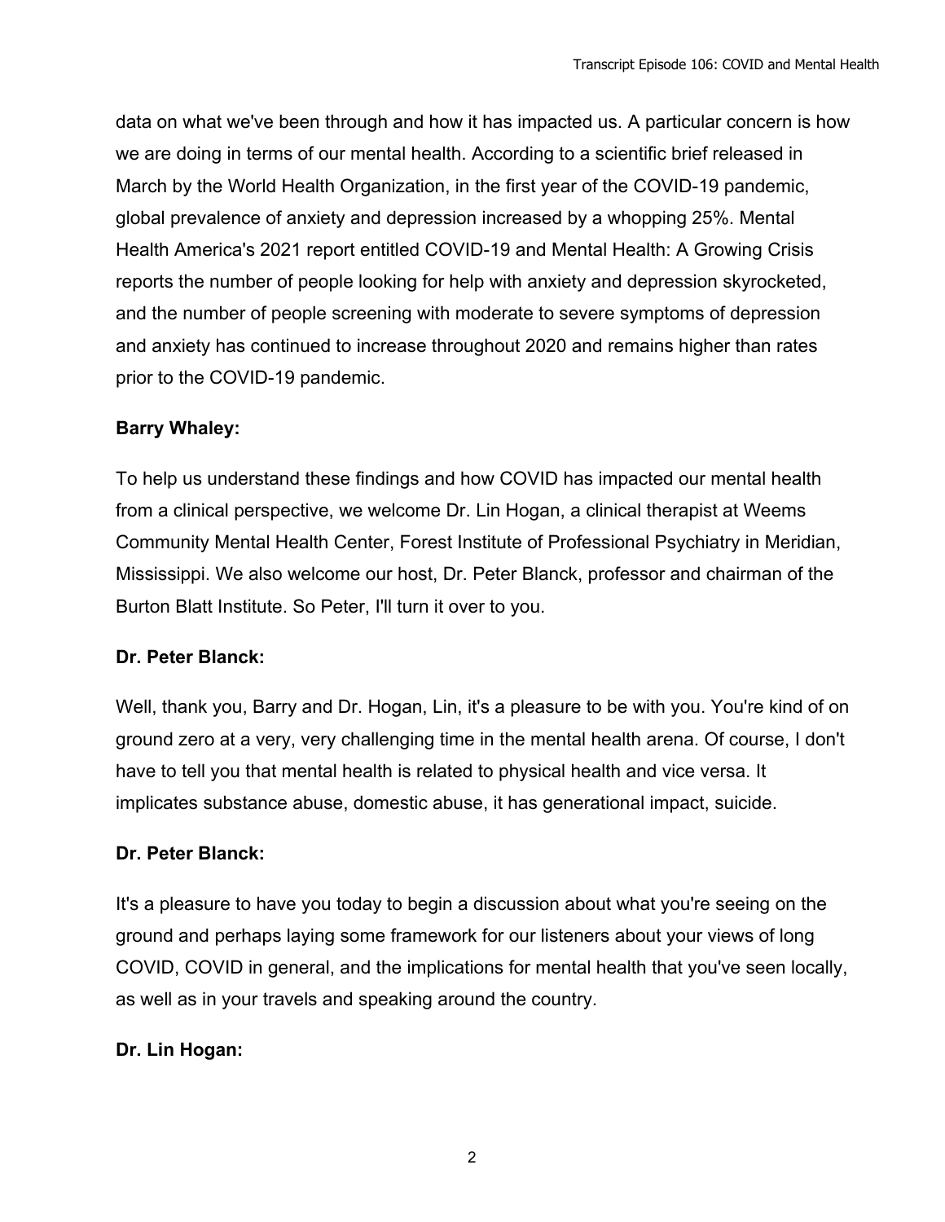data on what we've been through and how it has impacted us. A particular concern is how we are doing in terms of our mental health. According to a scientific brief released in March by the World Health Organization, in the first year of the COVID-19 pandemic, global prevalence of anxiety and depression increased by a whopping 25%. Mental Health America's 2021 report entitled COVID-19 and Mental Health: A Growing Crisis reports the number of people looking for help with anxiety and depression skyrocketed, and the number of people screening with moderate to severe symptoms of depression and anxiety has continued to increase throughout 2020 and remains higher than rates prior to the COVID-19 pandemic.

**Barry Whaley:**

To help us understand these findings and how COVID has impacted our mental health from a clinical perspective, we welcome Dr. Lin Hogan, a clinical therapist at Weems Community Mental Health Center, Forest Institute of Professional Psychiatry in Meridian, Mississippi. We also welcome our host, Dr. Peter Blanck, professor and chairman of the Burton Blatt Institute. So Peter, I'll turn it over to you.

**Dr. Peter Blanck:**

Well, thank you, Barry and Dr. Hogan, Lin, it's a pleasure to be with you. You're kind of on ground zero at a very, very challenging time in the mental health arena. Of course, I don't have to tell you that mental health is related to physical health and vice versa. It implicates substance abuse, domestic abuse, it has generational impact, suicide.

**Dr. Peter Blanck:**

It's a pleasure to have you today to begin a discussion about what you're seeing on the ground and perhaps laying some framework for our listeners about your views of long COVID, COVID in general, and the implications for mental health that you've seen locally, as well as in your travels and speaking around the country.

**Dr. Lin Hogan:**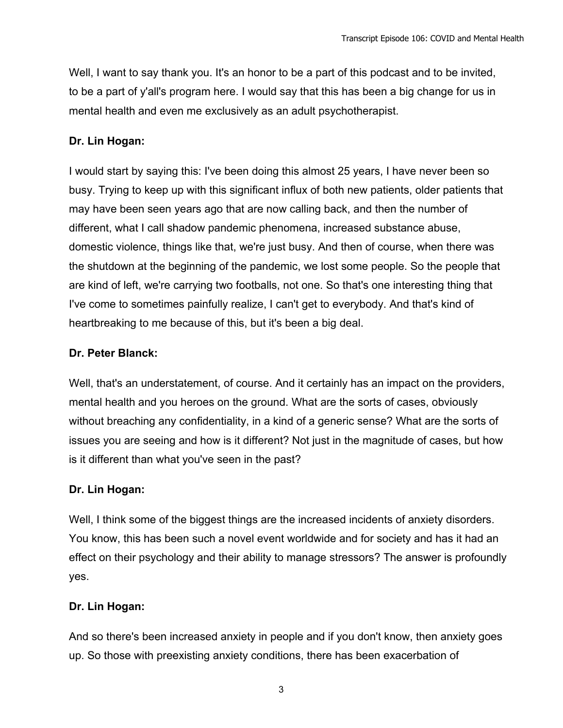Well, I want to say thank you. It's an honor to be a part of this podcast and to be invited, to be a part of y'all's program here. I would say that this has been a big change for us in mental health and even me exclusively as an adult psychotherapist.

**Dr. Lin Hogan:**

I would start by saying this: I've been doing this almost 25 years, I have never been so busy. Trying to keep up with this significant influx of both new patients, older patients that may have been seen years ago that are now calling back, and then the number of different, what I call shadow pandemic phenomena, increased substance abuse, domestic violence, things like that, we're just busy. And then of course, when there was the shutdown at the beginning of the pandemic, we lost some people. So the people that are kind of left, we're carrying two footballs, not one. So that's one interesting thing that I've come to sometimes painfully realize, I can't get to everybody. And that's kind of heartbreaking to me because of this, but it's been a big deal.

**Dr. Peter Blanck:**

Well, that's an understatement, of course. And it certainly has an impact on the providers, mental health and you heroes on the ground. What are the sorts of cases, obviously without breaching any confidentiality, in a kind of a generic sense? What are the sorts of issues you are seeing and how is it different? Not just in the magnitude of cases, but how is it different than what you've seen in the past?

**Dr. Lin Hogan:**

Well, I think some of the biggest things are the increased incidents of anxiety disorders. You know, this has been such a novel event worldwide and for society and has it had an effect on their psychology and their ability to manage stressors? The answer is profoundly yes.

**Dr. Lin Hogan:**

And so there's been increased anxiety in people and if you don't know, then anxiety goes up. So those with preexisting anxiety conditions, there has been exacerbation of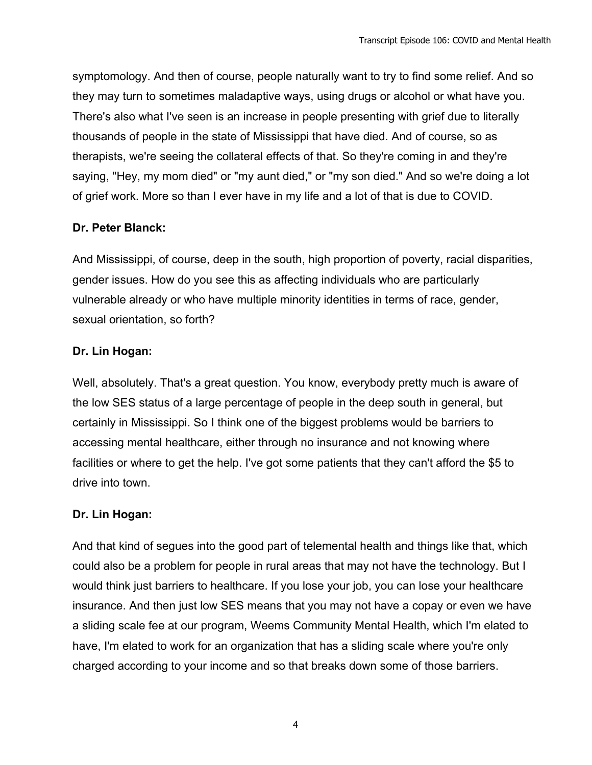symptomology. And then of course, people naturally want to try to find some relief. And so they may turn to sometimes maladaptive ways, using drugs or alcohol or what have you. There's also what I've seen is an increase in people presenting with grief due to literally thousands of people in the state of Mississippi that have died. And of course, so as therapists, we're seeing the collateral effects of that. So they're coming in and they're saying, "Hey, my mom died" or "my aunt died," or "my son died." And so we're doing a lot of grief work. More so than I ever have in my life and a lot of that is due to COVID.

**Dr. Peter Blanck:**

And Mississippi, of course, deep in the south, high proportion of poverty, racial disparities, gender issues. How do you see this as affecting individuals who are particularly vulnerable already or who have multiple minority identities in terms of race, gender, sexual orientation, so forth?

**Dr. Lin Hogan:**

Well, absolutely. That's a great question. You know, everybody pretty much is aware of the low SES status of a large percentage of people in the deep south in general, but certainly in Mississippi. So I think one of the biggest problems would be barriers to accessing mental healthcare, either through no insurance and not knowing where facilities or where to get the help. I've got some patients that they can't afford the $5 to drive into town.

**Dr. Lin Hogan:**

And that kind of segues into the good part of telemental health and things like that, which could also be a problem for people in rural areas that may not have the technology. But I would think just barriers to healthcare. If you lose your job, you can lose your healthcare insurance. And then just low SES means that you may not have a copay or even we have a sliding scale fee at our program, Weems Community Mental Health, which I'm elated to have, I'm elated to work for an organization that has a sliding scale where you're only charged according to your income and so that breaks down some of those barriers.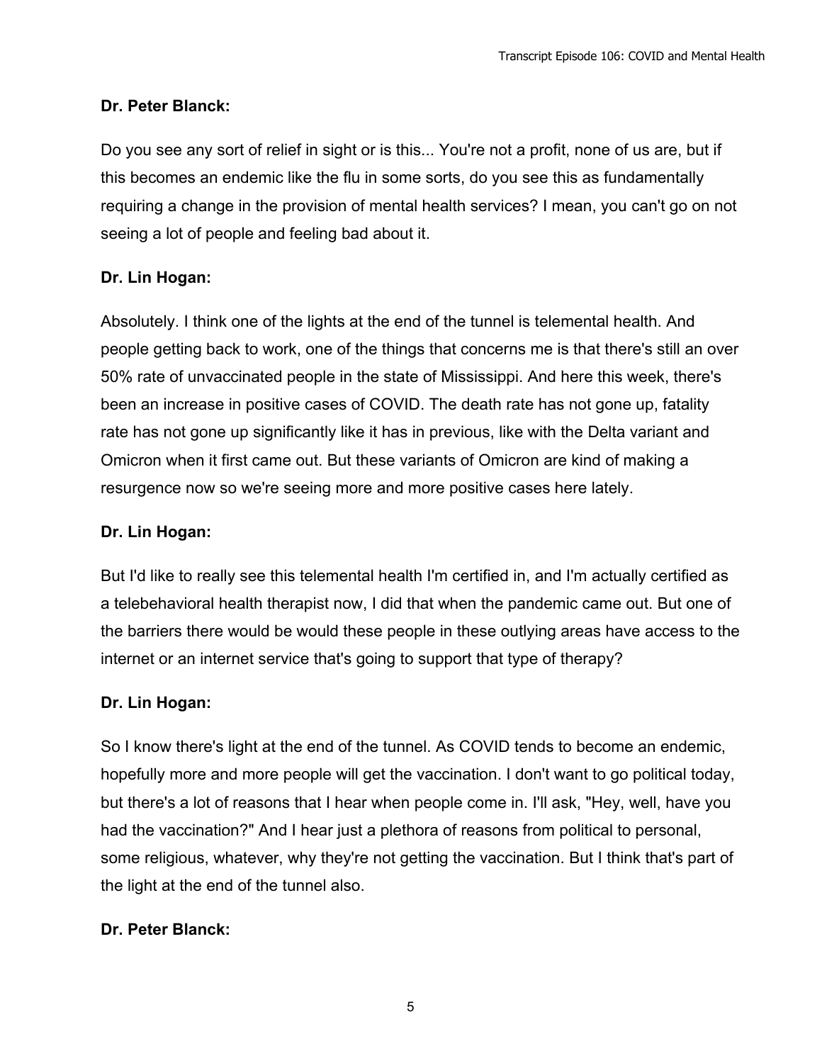**Dr. Peter Blanck:**

Do you see any sort of relief in sight or is this... You're not a profit, none of us are, but if this becomes an endemic like the flu in some sorts, do you see this as fundamentally requiring a change in the provision of mental health services? I mean, you can't go on not seeing a lot of people and feeling bad about it.

**Dr. Lin Hogan:**

Absolutely. I think one of the lights at the end of the tunnel is telemental health. And people getting back to work, one of the things that concerns me is that there's still an over 50% rate of unvaccinated people in the state of Mississippi. And here this week, there's been an increase in positive cases of COVID. The death rate has not gone up, fatality rate has not gone up significantly like it has in previous, like with the Delta variant and Omicron when it first came out. But these variants of Omicron are kind of making a resurgence now so we're seeing more and more positive cases here lately.

**Dr. Lin Hogan:**

But I'd like to really see this telemental health I'm certified in, and I'm actually certified as a telebehavioral health therapist now, I did that when the pandemic came out. But one of the barriers there would be would these people in these outlying areas have access to the internet or an internet service that's going to support that type of therapy?

**Dr. Lin Hogan:**

So I know there's light at the end of the tunnel. As COVID tends to become an endemic, hopefully more and more people will get the vaccination. I don't want to go political today, but there's a lot of reasons that I hear when people come in. I'll ask, "Hey, well, have you had the vaccination?" And I hear just a plethora of reasons from political to personal, some religious, whatever, why they're not getting the vaccination. But I think that's part of the light at the end of the tunnel also.

**Dr. Peter Blanck:**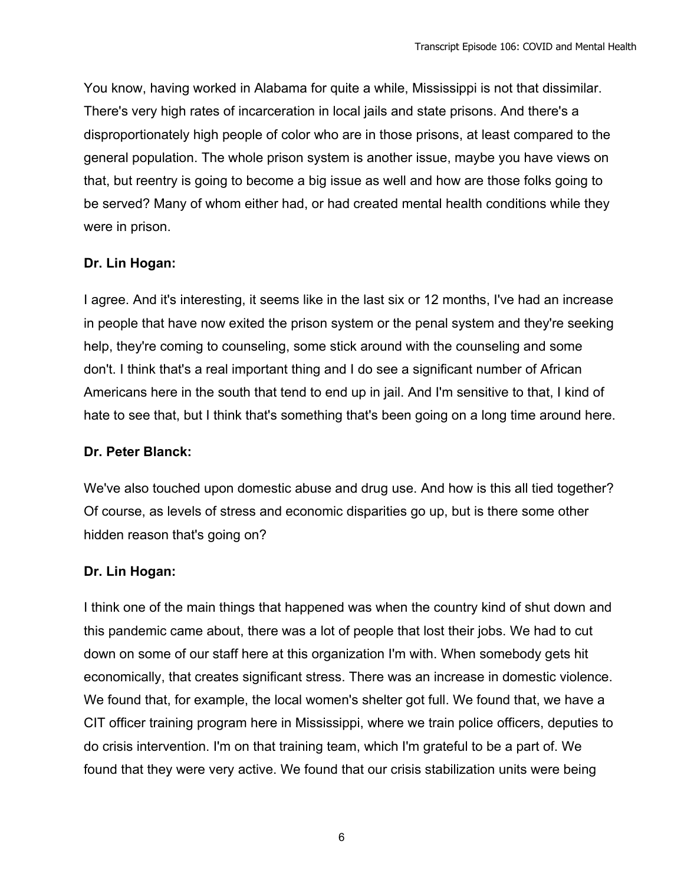You know, having worked in Alabama for quite a while, Mississippi is not that dissimilar. There's very high rates of incarceration in local jails and state prisons. And there's a disproportionately high people of color who are in those prisons, at least compared to the general population. The whole prison system is another issue, maybe you have views on that, but reentry is going to become a big issue as well and how are those folks going to be served? Many of whom either had, or had created mental health conditions while they were in prison.

**Dr. Lin Hogan:**

I agree. And it's interesting, it seems like in the last six or 12 months, I've had an increase in people that have now exited the prison system or the penal system and they're seeking help, they're coming to counseling, some stick around with the counseling and some don't. I think that's a real important thing and I do see a significant number of African Americans here in the south that tend to end up in jail. And I'm sensitive to that, I kind of hate to see that, but I think that's something that's been going on a long time around here.

**Dr. Peter Blanck:**

We've also touched upon domestic abuse and drug use. And how is this all tied together? Of course, as levels of stress and economic disparities go up, but is there some other hidden reason that's going on?

**Dr. Lin Hogan:**

I think one of the main things that happened was when the country kind of shut down and this pandemic came about, there was a lot of people that lost their jobs. We had to cut down on some of our staff here at this organization I'm with. When somebody gets hit economically, that creates significant stress. There was an increase in domestic violence. We found that, for example, the local women's shelter got full. We found that, we have a CIT officer training program here in Mississippi, where we train police officers, deputies to do crisis intervention. I'm on that training team, which I'm grateful to be a part of. We found that they were very active. We found that our crisis stabilization units were being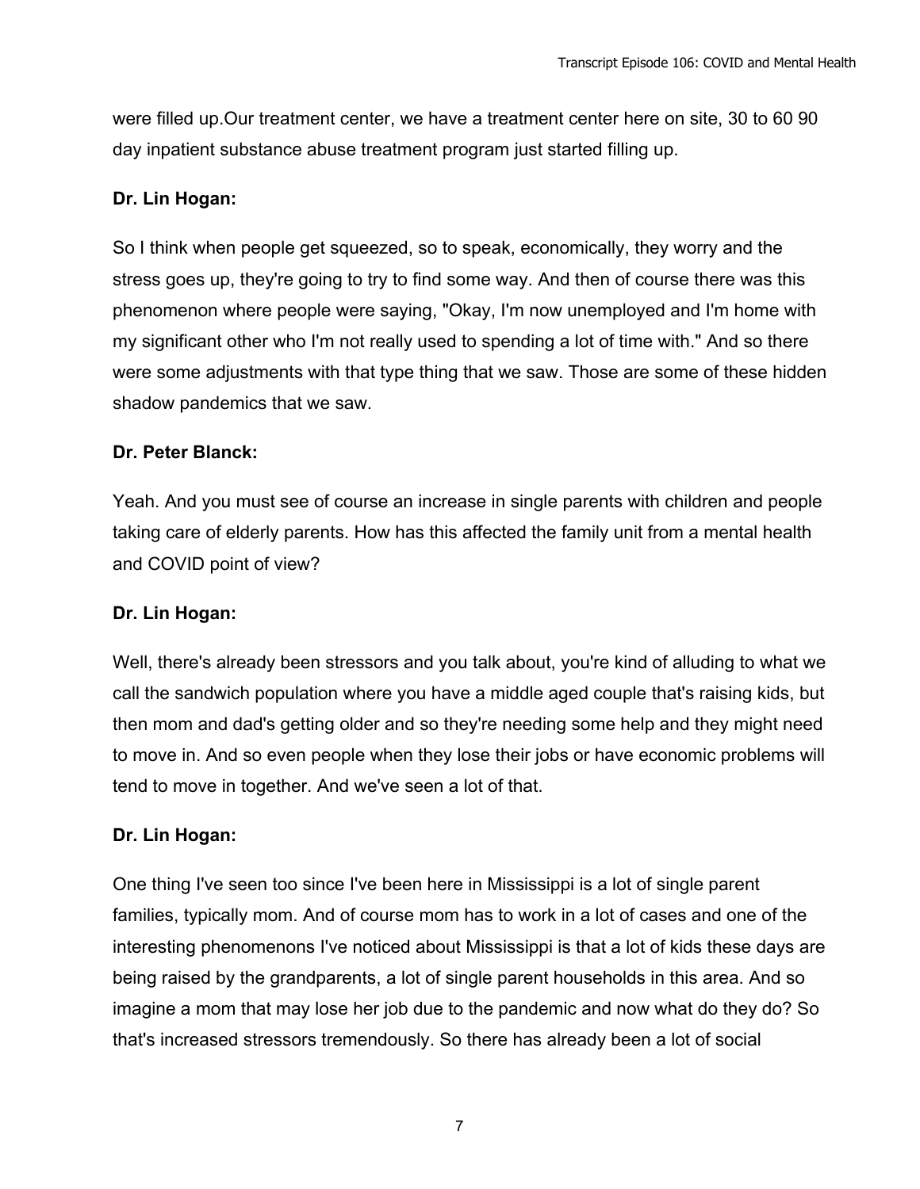were filled up.Our treatment center, we have a treatment center here on site, 30 to 60 90 day inpatient substance abuse treatment program just started filling up.

**Dr. Lin Hogan:**

So I think when people get squeezed, so to speak, economically, they worry and the stress goes up, they're going to try to find some way. And then of course there was this phenomenon where people were saying, "Okay, I'm now unemployed and I'm home with my significant other who I'm not really used to spending a lot of time with." And so there were some adjustments with that type thing that we saw. Those are some of these hidden shadow pandemics that we saw.

**Dr. Peter Blanck:**

Yeah. And you must see of course an increase in single parents with children and people taking care of elderly parents. How has this affected the family unit from a mental health and COVID point of view?

**Dr. Lin Hogan:**

Well, there's already been stressors and you talk about, you're kind of alluding to what we call the sandwich population where you have a middle aged couple that's raising kids, but then mom and dad's getting older and so they're needing some help and they might need to move in. And so even people when they lose their jobs or have economic problems will tend to move in together. And we've seen a lot of that.

**Dr. Lin Hogan:**

One thing I've seen too since I've been here in Mississippi is a lot of single parent families, typically mom. And of course mom has to work in a lot of cases and one of the interesting phenomenons I've noticed about Mississippi is that a lot of kids these days are being raised by the grandparents, a lot of single parent households in this area. And so imagine a mom that may lose her job due to the pandemic and now what do they do? So that's increased stressors tremendously. So there has already been a lot of social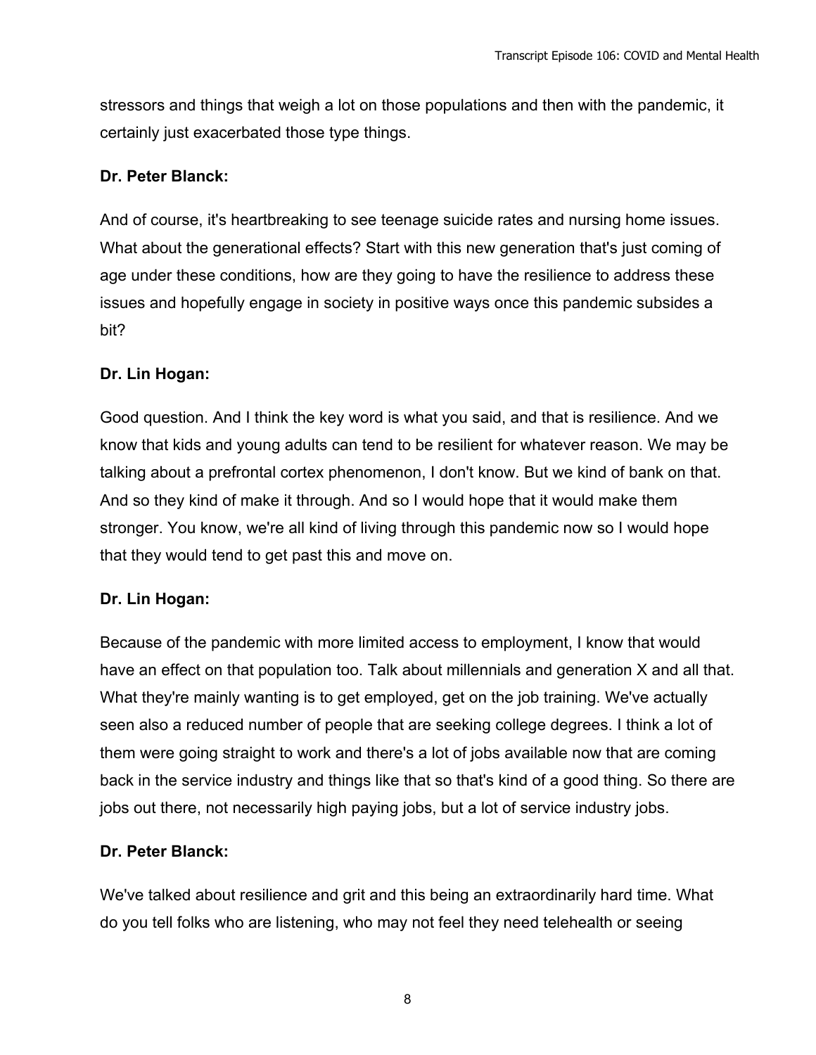stressors and things that weigh a lot on those populations and then with the pandemic, it certainly just exacerbated those type things.

**Dr. Peter Blanck:**

And of course, it's heartbreaking to see teenage suicide rates and nursing home issues. What about the generational effects? Start with this new generation that's just coming of age under these conditions, how are they going to have the resilience to address these issues and hopefully engage in society in positive ways once this pandemic subsides a bit?

**Dr. Lin Hogan:**

Good question. And I think the key word is what you said, and that is resilience. And we know that kids and young adults can tend to be resilient for whatever reason. We may be talking about a prefrontal cortex phenomenon, I don't know. But we kind of bank on that. And so they kind of make it through. And so I would hope that it would make them stronger. You know, we're all kind of living through this pandemic now so I would hope that they would tend to get past this and move on.

**Dr. Lin Hogan:**

Because of the pandemic with more limited access to employment, I know that would have an effect on that population too. Talk about millennials and generation X and all that. What they're mainly wanting is to get employed, get on the job training. We've actually seen also a reduced number of people that are seeking college degrees. I think a lot of them were going straight to work and there's a lot of jobs available now that are coming back in the service industry and things like that so that's kind of a good thing. So there are jobs out there, not necessarily high paying jobs, but a lot of service industry jobs.

**Dr. Peter Blanck:**

We've talked about resilience and grit and this being an extraordinarily hard time. What do you tell folks who are listening, who may not feel they need telehealth or seeing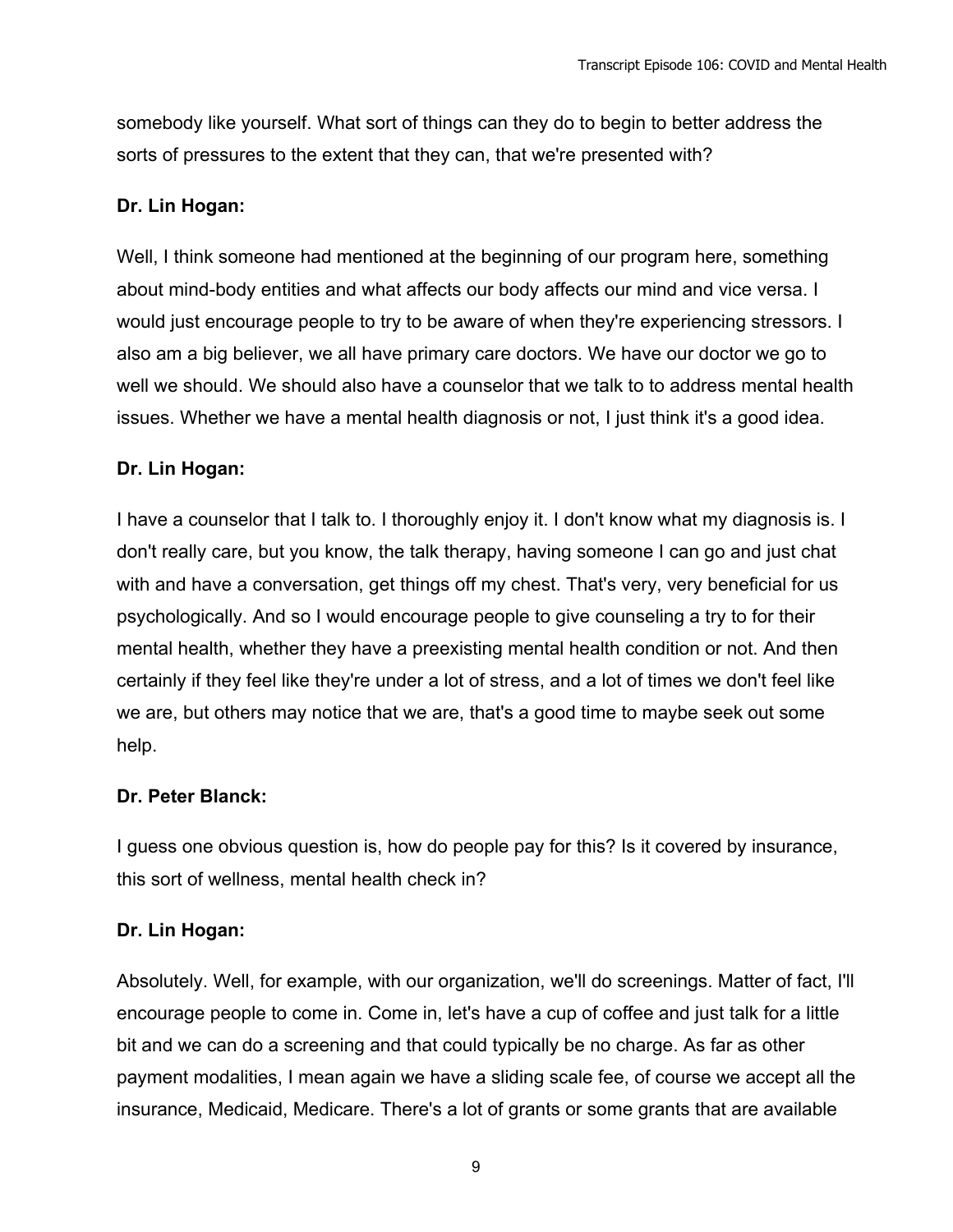somebody like yourself. What sort of things can they do to begin to better address the sorts of pressures to the extent that they can, that we're presented with?

**Dr. Lin Hogan:**

Well, I think someone had mentioned at the beginning of our program here, something about mind-body entities and what affects our body affects our mind and vice versa. I would just encourage people to try to be aware of when they're experiencing stressors. I also am a big believer, we all have primary care doctors. We have our doctor we go to well we should. We should also have a counselor that we talk to to address mental health issues. Whether we have a mental health diagnosis or not, I just think it's a good idea.

**Dr. Lin Hogan:**

I have a counselor that I talk to. I thoroughly enjoy it. I don't know what my diagnosis is. I don't really care, but you know, the talk therapy, having someone I can go and just chat with and have a conversation, get things off my chest. That's very, very beneficial for us psychologically. And so I would encourage people to give counseling a try to for their mental health, whether they have a preexisting mental health condition or not. And then certainly if they feel like they're under a lot of stress, and a lot of times we don't feel like we are, but others may notice that we are, that's a good time to maybe seek out some help.

**Dr. Peter Blanck:**

I guess one obvious question is, how do people pay for this? Is it covered by insurance, this sort of wellness, mental health check in?

**Dr. Lin Hogan:**

Absolutely. Well, for example, with our organization, we'll do screenings. Matter of fact, I'll encourage people to come in. Come in, let's have a cup of coffee and just talk for a little bit and we can do a screening and that could typically be no charge. As far as other payment modalities, I mean again we have a sliding scale fee, of course we accept all the insurance, Medicaid, Medicare. There's a lot of grants or some grants that are available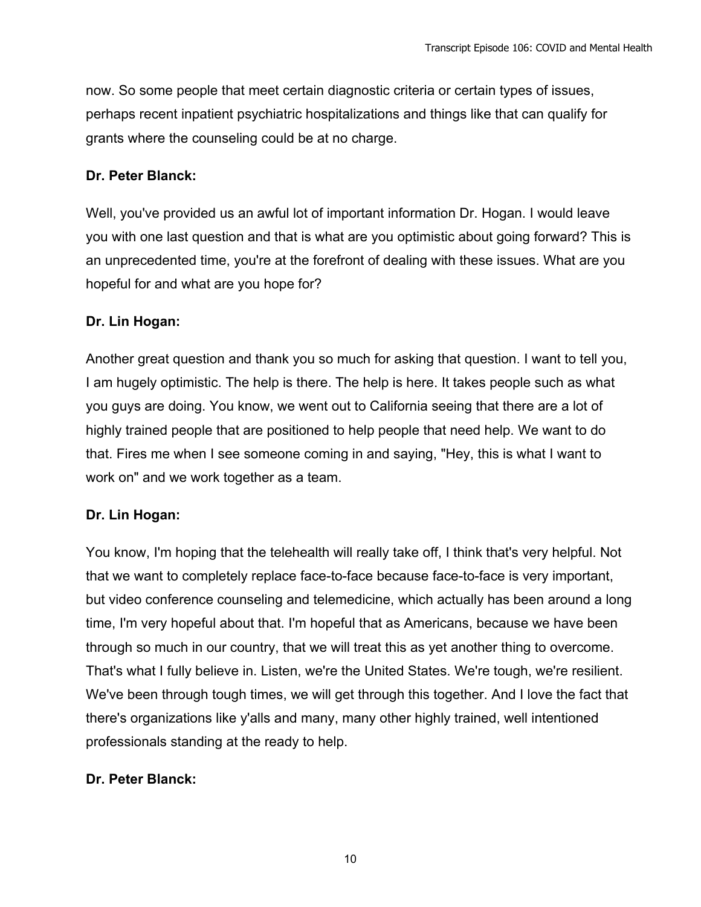now. So some people that meet certain diagnostic criteria or certain types of issues, perhaps recent inpatient psychiatric hospitalizations and things like that can qualify for grants where the counseling could be at no charge.

**Dr. Peter Blanck:**

Well, you've provided us an awful lot of important information Dr. Hogan. I would leave you with one last question and that is what are you optimistic about going forward? This is an unprecedented time, you're at the forefront of dealing with these issues. What are you hopeful for and what are you hope for?

**Dr. Lin Hogan:**

Another great question and thank you so much for asking that question. I want to tell you, I am hugely optimistic. The help is there. The help is here. It takes people such as what you guys are doing. You know, we went out to California seeing that there are a lot of highly trained people that are positioned to help people that need help. We want to do that. Fires me when I see someone coming in and saying, "Hey, this is what I want to work on" and we work together as a team.

**Dr. Lin Hogan:**

You know, I'm hoping that the telehealth will really take off, I think that's very helpful. Not that we want to completely replace face-to-face because face-to-face is very important, but video conference counseling and telemedicine, which actually has been around a long time, I'm very hopeful about that. I'm hopeful that as Americans, because we have been through so much in our country, that we will treat this as yet another thing to overcome. That's what I fully believe in. Listen, we're the United States. We're tough, we're resilient. We've been through tough times, we will get through this together. And I love the fact that there's organizations like y'alls and many, many other highly trained, well intentioned professionals standing at the ready to help.

**Dr. Peter Blanck:**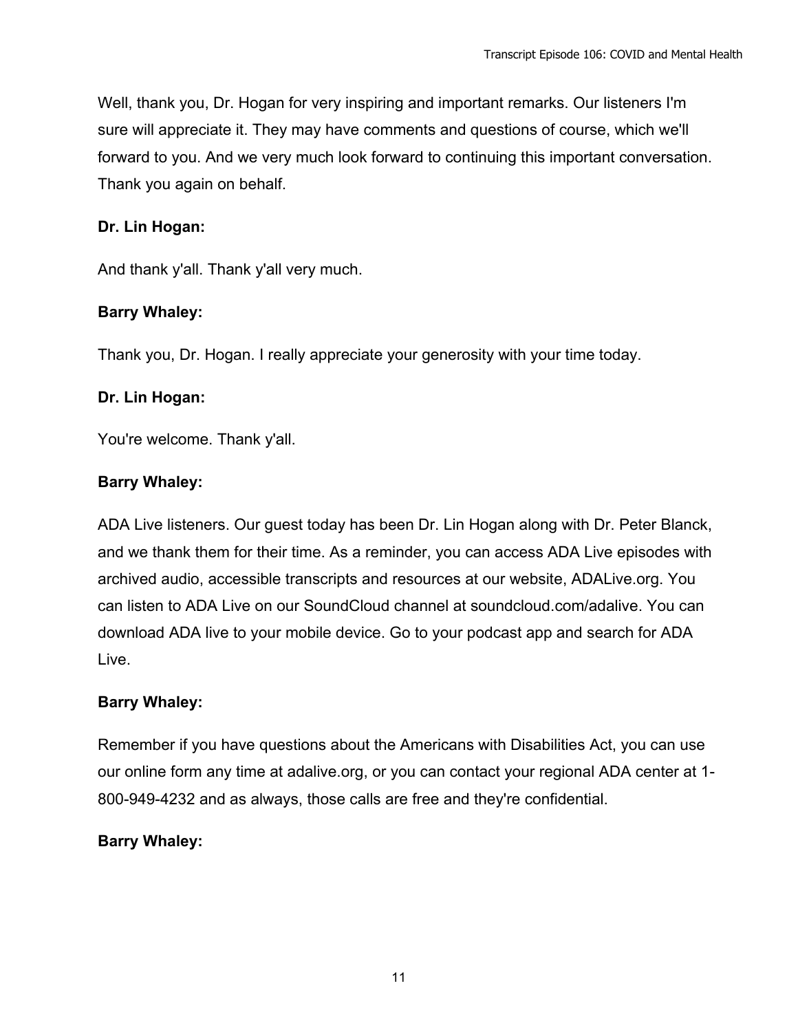Well, thank you, Dr. Hogan for very inspiring and important remarks. Our listeners I'm sure will appreciate it. They may have comments and questions of course, which we'll forward to you. And we very much look forward to continuing this important conversation. Thank you again on behalf.

**Dr. Lin Hogan:**

And thank y'all. Thank y'all very much.

**Barry Whaley:**

Thank you, Dr. Hogan. I really appreciate your generosity with your time today.

**Dr. Lin Hogan:**

You're welcome. Thank y'all.

**Barry Whaley:**

ADA Live listeners. Our guest today has been Dr. Lin Hogan along with Dr. Peter Blanck, and we thank them for their time. As a reminder, you can access ADA Live episodes with archived audio, accessible transcripts and resources at our website, ADALive.org. You can listen to ADA Live on our SoundCloud channel at soundcloud.com/adalive. You can download ADA live to your mobile device. Go to your podcast app and search for ADA Live.

**Barry Whaley:**

Remember if you have questions about the Americans with Disabilities Act, you can use our online form any time at adalive.org, or you can contact your regional ADA center at 1-800-949-4232 and as always, those calls are free and they're confidential.

**Barry Whaley:**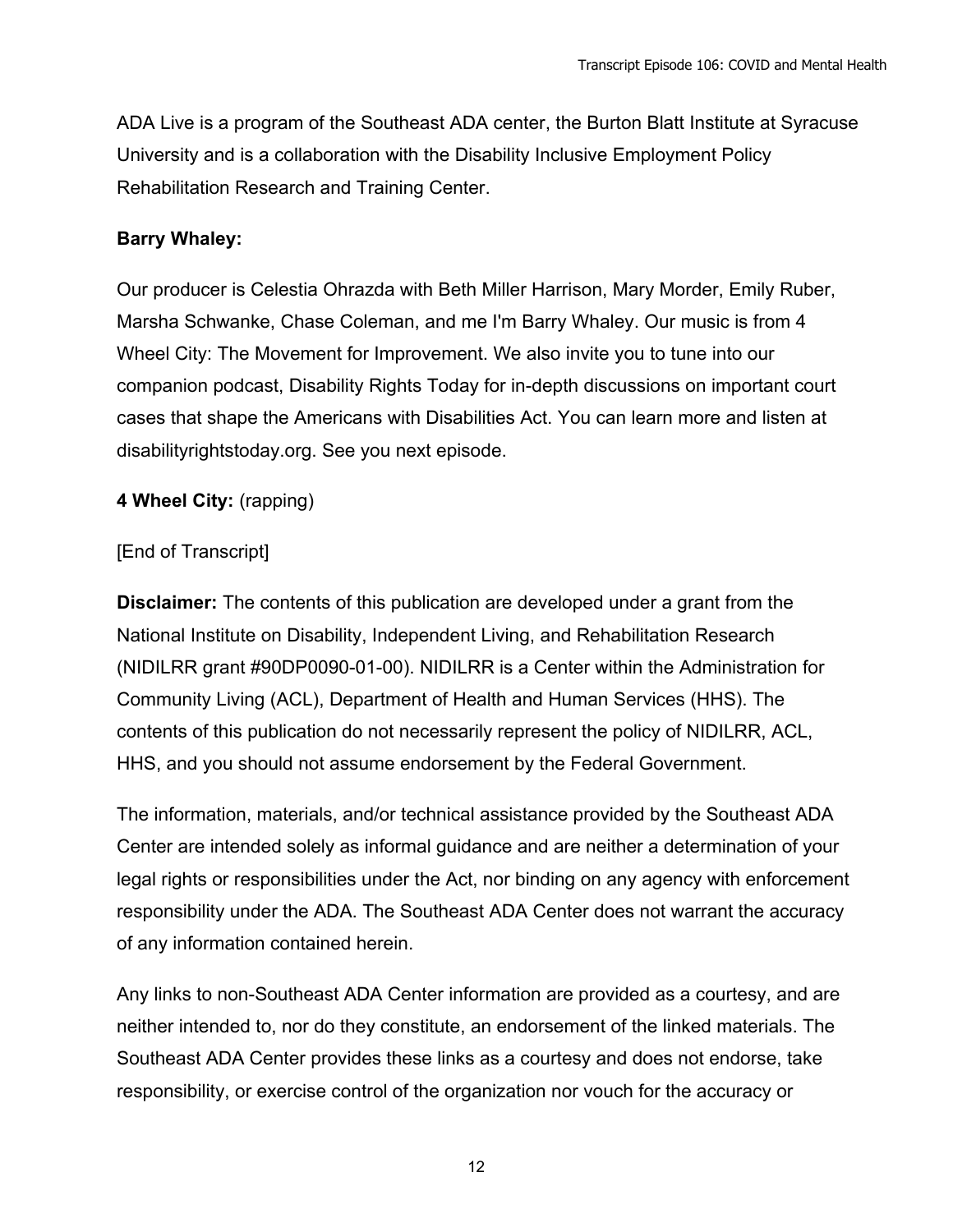ADA Live is a program of the Southeast ADA center, the Burton Blatt Institute at Syracuse University and is a collaboration with the Disability Inclusive Employment Policy Rehabilitation Research and Training Center.

**Barry Whaley:**

Our producer is Celestia Ohrazda with Beth Miller Harrison, Mary Morder, Emily Ruber, Marsha Schwanke, Chase Coleman, and me I'm Barry Whaley. Our music is from 4 Wheel City: The Movement for Improvement. We also invite you to tune into our companion podcast, Disability Rights Today for in-depth discussions on important court cases that shape the Americans with Disabilities Act. You can learn more and listen at disabilityrightstoday.org. See you next episode.

**4 Wheel City:** (rapping)

[End of Transcript]

**Disclaimer:** The contents of this publication are developed under a grant from the National Institute on Disability, Independent Living, and Rehabilitation Research (NIDILRR grant #90DP0090-01-00). NIDILRR is a Center within the Administration for Community Living (ACL), Department of Health and Human Services (HHS). The contents of this publication do not necessarily represent the policy of NIDILRR, ACL, HHS, and you should not assume endorsement by the Federal Government.

The information, materials, and/or technical assistance provided by the Southeast ADA Center are intended solely as informal guidance and are neither a determination of your legal rights or responsibilities under the Act, nor binding on any agency with enforcement responsibility under the ADA. The Southeast ADA Center does not warrant the accuracy of any information contained herein.

Any links to non-Southeast ADA Center information are provided as a courtesy, and are neither intended to, nor do they constitute, an endorsement of the linked materials. The Southeast ADA Center provides these links as a courtesy and does not endorse, take responsibility, or exercise control of the organization nor vouch for the accuracy or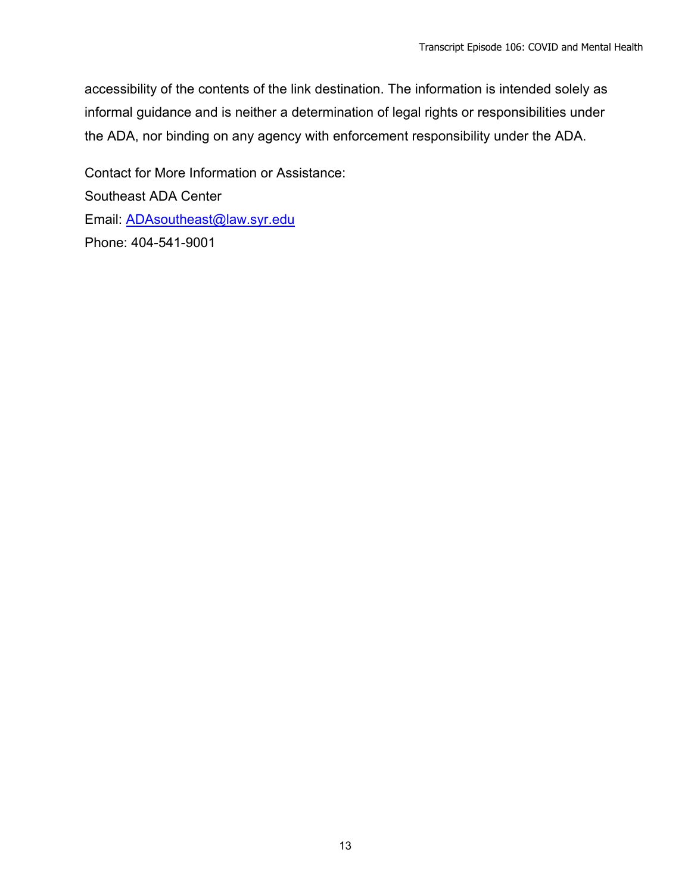accessibility of the contents of the link destination. The information is intended solely as informal guidance and is neither a determination of legal rights or responsibilities under the ADA, nor binding on any agency with enforcement responsibility under the ADA.

Contact for More Information or Assistance:
Southeast ADA Center
Email: ADAsoutheast@law.syr.edu
Phone: 404-541-9001